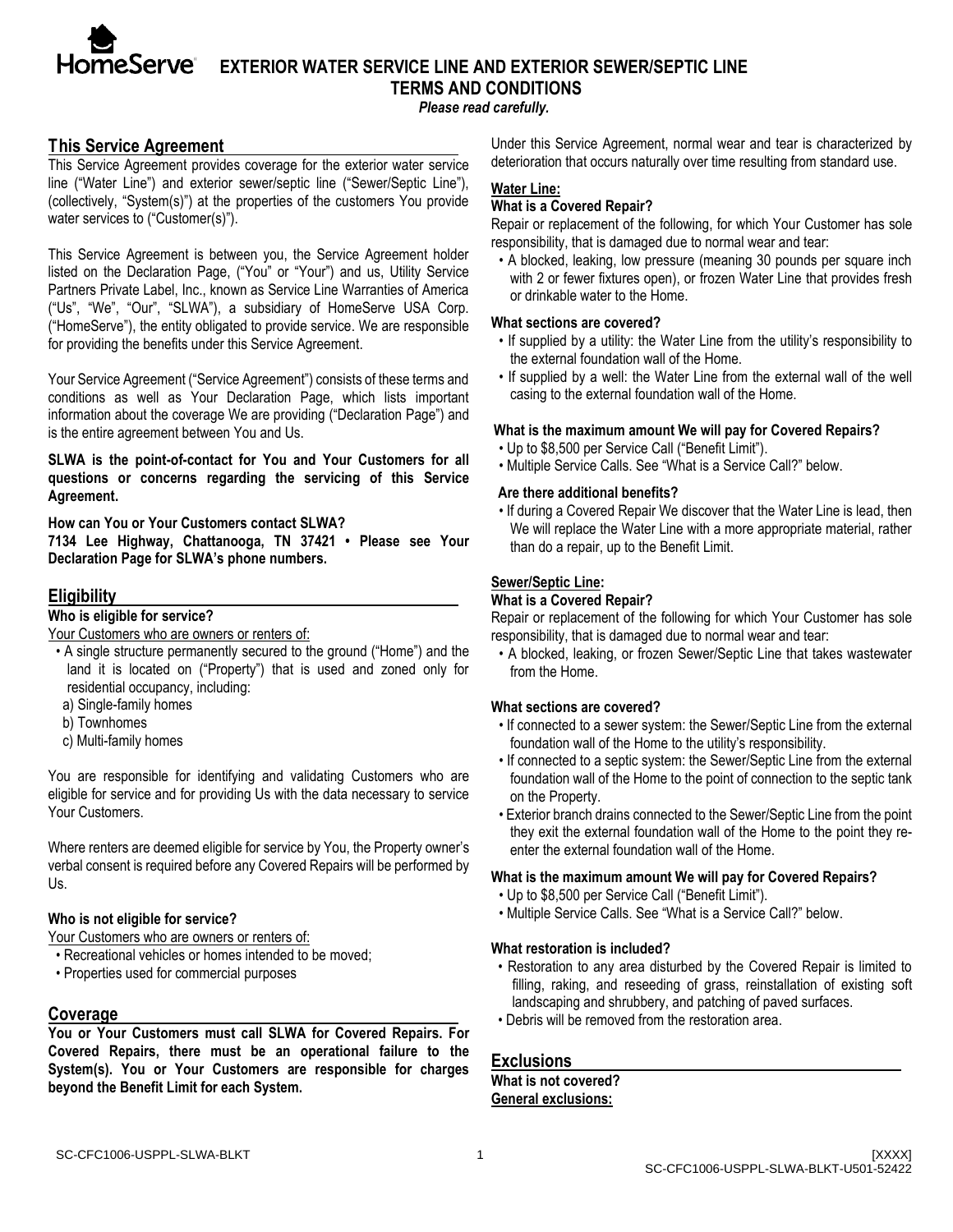# EXTERIOR WATER SERVICE LINE AND EXTERIOR SEWER/SEPTIC LINE TERMS AND CONDITIONS

*Please read carefully.*

## This Service Agreement

This Service Agreement provides coverage for the exterior water service line ("Water Line") and exterior sewer/septic line ("Sewer/Septic Line"), (collectively, "System(s)") at the properties of the customers You provide water services to ("Customer(s)").

This Service Agreement is between you, the Service Agreement holder listed on the Declaration Page, ("You" or "Your") and us, Utility Service Partners Private Label, Inc., known as Service Line Warranties of America ("Us", "We", "Our", "SLWA"), a subsidiary of HomeServe USA Corp. ("HomeServe"), the entity obligated to provide service. We are responsible for providing the benefits under this Service Agreement.

Your Service Agreement ("Service Agreement") consists of these terms and conditions as well as Your Declaration Page, which lists important information about the coverage We are providing ("Declaration Page") and is the entire agreement between You and Us.

**SLWA is the point-of-contact for You and Your Customers for all questions or concerns regarding the servicing of this Service Agreement.**

**How can You or Your Customers contact SLWA?**
**7134 Lee Highway, Chattanooga, TN 37421 • Please see Your Declaration Page for SLWA's phone numbers.**

## Eligibility

**Who is eligible for service?**

Your Customers who are owners or renters of:

- A single structure permanently secured to the ground ("Home") and the land it is located on ("Property") that is used and zoned only for residential occupancy, including:
  a) Single-family homes
  b) Townhomes
  c) Multi-family homes

You are responsible for identifying and validating Customers who are eligible for service and for providing Us with the data necessary to service Your Customers.

Where renters are deemed eligible for service by You, the Property owner's verbal consent is required before any Covered Repairs will be performed by Us.

**Who is not eligible for service?**

Your Customers who are owners or renters of:

- Recreational vehicles or homes intended to be moved;
- Properties used for commercial purposes

## Coverage

**You or Your Customers must call SLWA for Covered Repairs. For Covered Repairs, there must be an operational failure to the System(s). You or Your Customers are responsible for charges beyond the Benefit Limit for each System.**

Under this Service Agreement, normal wear and tear is characterized by deterioration that occurs naturally over time resulting from standard use.

### Water Line:

**What is a Covered Repair?**

Repair or replacement of the following, for which Your Customer has sole responsibility, that is damaged due to normal wear and tear:

- A blocked, leaking, low pressure (meaning 30 pounds per square inch with 2 or fewer fixtures open), or frozen Water Line that provides fresh or drinkable water to the Home.

**What sections are covered?**

- If supplied by a utility: the Water Line from the utility's responsibility to the external foundation wall of the Home.
- If supplied by a well: the Water Line from the external wall of the well casing to the external foundation wall of the Home.

**What is the maximum amount We will pay for Covered Repairs?**

- Up to $8,500 per Service Call ("Benefit Limit").
- Multiple Service Calls. See "What is a Service Call?" below.

**Are there additional benefits?**

- If during a Covered Repair We discover that the Water Line is lead, then We will replace the Water Line with a more appropriate material, rather than do a repair, up to the Benefit Limit.

### Sewer/Septic Line:

**What is a Covered Repair?**

Repair or replacement of the following for which Your Customer has sole responsibility, that is damaged due to normal wear and tear:

- A blocked, leaking, or frozen Sewer/Septic Line that takes wastewater from the Home.

**What sections are covered?**

- If connected to a sewer system: the Sewer/Septic Line from the external foundation wall of the Home to the utility's responsibility.
- If connected to a septic system: the Sewer/Septic Line from the external foundation wall of the Home to the point of connection to the septic tank on the Property.
- Exterior branch drains connected to the Sewer/Septic Line from the point they exit the external foundation wall of the Home to the point they re-enter the external foundation wall of the Home.

**What is the maximum amount We will pay for Covered Repairs?**

- Up to $8,500 per Service Call ("Benefit Limit").
- Multiple Service Calls. See "What is a Service Call?" below.

**What restoration is included?**

- Restoration to any area disturbed by the Covered Repair is limited to filling, raking, and reseeding of grass, reinstallation of existing soft landscaping and shrubbery, and patching of paved surfaces.
- Debris will be removed from the restoration area.

## Exclusions

**What is not covered?**

**General exclusions:**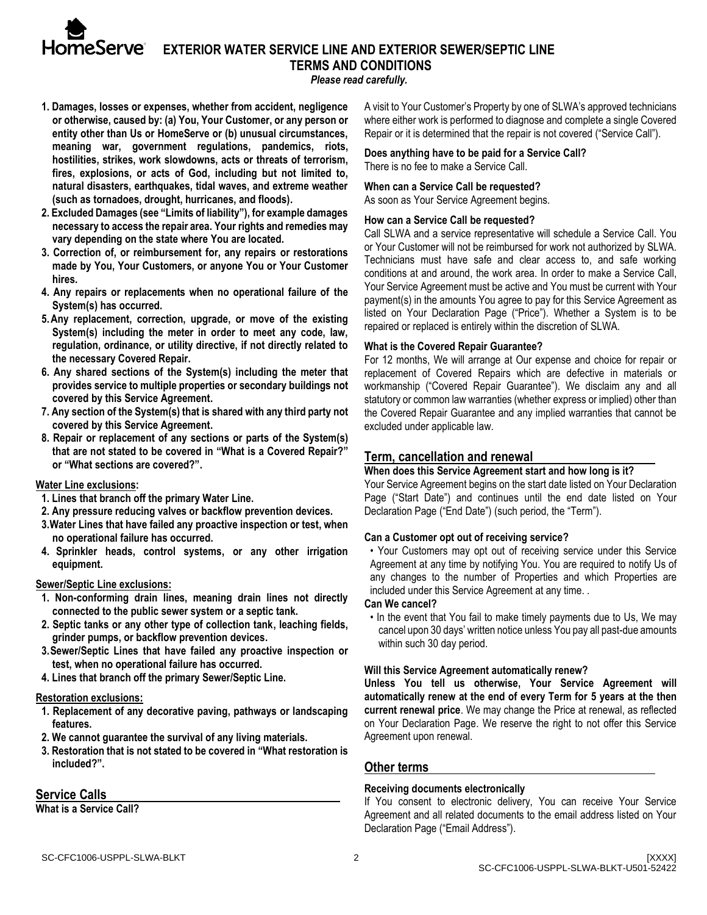# EXTERIOR WATER SERVICE LINE AND EXTERIOR SEWER/SEPTIC LINE TERMS AND CONDITIONS

*Please read carefully.*

1. **Damages, losses or expenses, whether from accident, negligence or otherwise, caused by: (a) You, Your Customer, or any person or entity other than Us or HomeServe or (b) unusual circumstances, meaning war, government regulations, pandemics, riots, hostilities, strikes, work slowdowns, acts or threats of terrorism, fires, explosions, or acts of God, including but not limited to, natural disasters, earthquakes, tidal waves, and extreme weather (such as tornadoes, drought, hurricanes, and floods).**
2. **Excluded Damages (see "Limits of liability"), for example damages necessary to access the repair area. Your rights and remedies may vary depending on the state where You are located.**
3. **Correction of, or reimbursement for, any repairs or restorations made by You, Your Customers, or anyone You or Your Customer hires.**
4. **Any repairs or replacements when no operational failure of the System(s) has occurred.**
5. **Any replacement, correction, upgrade, or move of the existing System(s) including the meter in order to meet any code, law, regulation, ordinance, or utility directive, if not directly related to the necessary Covered Repair.**
6. **Any shared sections of the System(s) including the meter that provides service to multiple properties or secondary buildings not covered by this Service Agreement.**
7. **Any section of the System(s) that is shared with any third party not covered by this Service Agreement.**
8. **Repair or replacement of any sections or parts of the System(s) that are not stated to be covered in "What is a Covered Repair?" or "What sections are covered?".**

**Water Line exclusions:**

1. **Lines that branch off the primary Water Line.**
2. **Any pressure reducing valves or backflow prevention devices.**
3. **Water Lines that have failed any proactive inspection or test, when no operational failure has occurred.**
4. **Sprinkler heads, control systems, or any other irrigation equipment.**

**Sewer/Septic Line exclusions:**

1. **Non-conforming drain lines, meaning drain lines not directly connected to the public sewer system or a septic tank.**
2. **Septic tanks or any other type of collection tank, leaching fields, grinder pumps, or backflow prevention devices.**
3. **Sewer/Septic Lines that have failed any proactive inspection or test, when no operational failure has occurred.**
4. **Lines that branch off the primary Sewer/Septic Line.**

**Restoration exclusions:**

1. **Replacement of any decorative paving, pathways or landscaping features.**
2. **We cannot guarantee the survival of any living materials.**
3. **Restoration that is not stated to be covered in "What restoration is included?".**

## Service Calls

**What is a Service Call?**

A visit to Your Customer's Property by one of SLWA's approved technicians where either work is performed to diagnose and complete a single Covered Repair or it is determined that the repair is not covered ("Service Call").

**Does anything have to be paid for a Service Call?**

There is no fee to make a Service Call.

**When can a Service Call be requested?**

As soon as Your Service Agreement begins.

**How can a Service Call be requested?**

Call SLWA and a service representative will schedule a Service Call. You or Your Customer will not be reimbursed for work not authorized by SLWA. Technicians must have safe and clear access to, and safe working conditions at and around, the work area. In order to make a Service Call, Your Service Agreement must be active and You must be current with Your payment(s) in the amounts You agree to pay for this Service Agreement as listed on Your Declaration Page ("Price"). Whether a System is to be repaired or replaced is entirely within the discretion of SLWA.

**What is the Covered Repair Guarantee?**

For 12 months, We will arrange at Our expense and choice for repair or replacement of Covered Repairs which are defective in materials or workmanship ("Covered Repair Guarantee"). We disclaim any and all statutory or common law warranties (whether express or implied) other than the Covered Repair Guarantee and any implied warranties that cannot be excluded under applicable law.

## Term, cancellation and renewal

**When does this Service Agreement start and how long is it?**

Your Service Agreement begins on the start date listed on Your Declaration Page ("Start Date") and continues until the end date listed on Your Declaration Page ("End Date") (such period, the "Term").

**Can a Customer opt out of receiving service?**

- Your Customers may opt out of receiving service under this Service Agreement at any time by notifying You. You are required to notify Us of any changes to the number of Properties and which Properties are included under this Service Agreement at any time. .

**Can We cancel?**

- In the event that You fail to make timely payments due to Us, We may cancel upon 30 days' written notice unless You pay all past-due amounts within such 30 day period.

**Will this Service Agreement automatically renew?**

**Unless You tell us otherwise, Your Service Agreement will automatically renew at the end of every Term for 5 years at the then current renewal price**. We may change the Price at renewal, as reflected on Your Declaration Page. We reserve the right to not offer this Service Agreement upon renewal.

## Other terms

**Receiving documents electronically**

If You consent to electronic delivery, You can receive Your Service Agreement and all related documents to the email address listed on Your Declaration Page ("Email Address").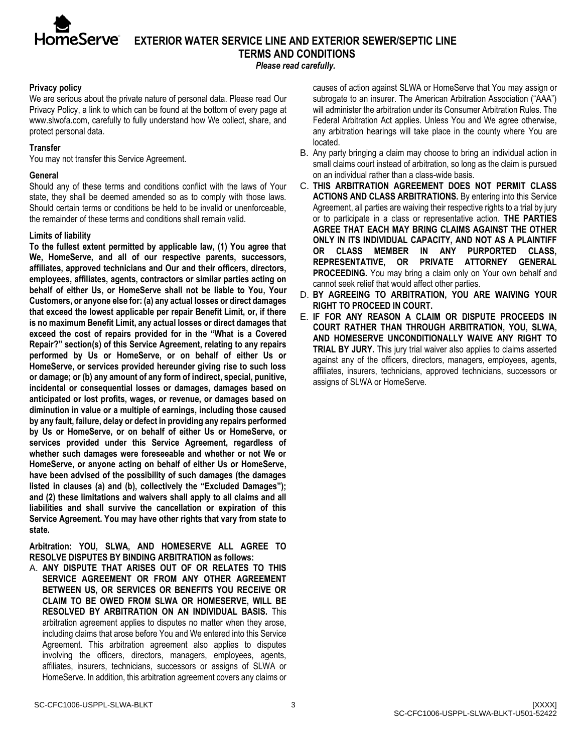# EXTERIOR WATER SERVICE LINE AND EXTERIOR SEWER/SEPTIC LINE TERMS AND CONDITIONS

*Please read carefully.*

**Privacy policy**

We are serious about the private nature of personal data. Please read Our Privacy Policy, a link to which can be found at the bottom of every page at www.slwofa.com, carefully to fully understand how We collect, share, and protect personal data.

**Transfer**

You may not transfer this Service Agreement.

**General**

Should any of these terms and conditions conflict with the laws of Your state, they shall be deemed amended so as to comply with those laws. Should certain terms or conditions be held to be invalid or unenforceable, the remainder of these terms and conditions shall remain valid.

**Limits of liability**

**To the fullest extent permitted by applicable law, (1) You agree that We, HomeServe, and all of our respective parents, successors, affiliates, approved technicians and Our and their officers, directors, employees, affiliates, agents, contractors or similar parties acting on behalf of either Us, or HomeServe shall not be liable to You, Your Customers, or anyone else for: (a) any actual losses or direct damages that exceed the lowest applicable per repair Benefit Limit, or, if there is no maximum Benefit Limit, any actual losses or direct damages that exceed the cost of repairs provided for in the "What is a Covered Repair?" section(s) of this Service Agreement, relating to any repairs performed by Us or HomeServe, or on behalf of either Us or HomeServe, or services provided hereunder giving rise to such loss or damage; or (b) any amount of any form of indirect, special, punitive, incidental or consequential losses or damages, damages based on anticipated or lost profits, wages, or revenue, or damages based on diminution in value or a multiple of earnings, including those caused by any fault, failure, delay or defect in providing any repairs performed by Us or HomeServe, or on behalf of either Us or HomeServe, or services provided under this Service Agreement, regardless of whether such damages were foreseeable and whether or not We or HomeServe, or anyone acting on behalf of either Us or HomeServe, have been advised of the possibility of such damages (the damages listed in clauses (a) and (b), collectively the "Excluded Damages"); and (2) these limitations and waivers shall apply to all claims and all liabilities and shall survive the cancellation or expiration of this Service Agreement. You may have other rights that vary from state to state.**

**Arbitration: YOU, SLWA, AND HOMESERVE ALL AGREE TO RESOLVE DISPUTES BY BINDING ARBITRATION as follows:**

A. **ANY DISPUTE THAT ARISES OUT OF OR RELATES TO THIS SERVICE AGREEMENT OR FROM ANY OTHER AGREEMENT BETWEEN US, OR SERVICES OR BENEFITS YOU RECEIVE OR CLAIM TO BE OWED FROM SLWA OR HOMESERVE, WILL BE RESOLVED BY ARBITRATION ON AN INDIVIDUAL BASIS.** This arbitration agreement applies to disputes no matter when they arose, including claims that arose before You and We entered into this Service Agreement. This arbitration agreement also applies to disputes involving the officers, directors, managers, employees, agents, affiliates, insurers, technicians, successors or assigns of SLWA or HomeServe. In addition, this arbitration agreement covers any claims or causes of action against SLWA or HomeServe that You may assign or subrogate to an insurer. The American Arbitration Association ("AAA") will administer the arbitration under its Consumer Arbitration Rules. The Federal Arbitration Act applies. Unless You and We agree otherwise, any arbitration hearings will take place in the county where You are located.

B. Any party bringing a claim may choose to bring an individual action in small claims court instead of arbitration, so long as the claim is pursued on an individual rather than a class-wide basis.

C. **THIS ARBITRATION AGREEMENT DOES NOT PERMIT CLASS ACTIONS AND CLASS ARBITRATIONS.** By entering into this Service Agreement, all parties are waiving their respective rights to a trial by jury or to participate in a class or representative action. **THE PARTIES AGREE THAT EACH MAY BRING CLAIMS AGAINST THE OTHER ONLY IN ITS INDIVIDUAL CAPACITY, AND NOT AS A PLAINTIFF OR CLASS MEMBER IN ANY PURPORTED CLASS, REPRESENTATIVE, OR PRIVATE ATTORNEY GENERAL PROCEEDING.** You may bring a claim only on Your own behalf and cannot seek relief that would affect other parties.

D. **BY AGREEING TO ARBITRATION, YOU ARE WAIVING YOUR RIGHT TO PROCEED IN COURT.**

E. **IF FOR ANY REASON A CLAIM OR DISPUTE PROCEEDS IN COURT RATHER THAN THROUGH ARBITRATION, YOU, SLWA, AND HOMESERVE UNCONDITIONALLY WAIVE ANY RIGHT TO TRIAL BY JURY.** This jury trial waiver also applies to claims asserted against any of the officers, directors, managers, employees, agents, affiliates, insurers, technicians, approved technicians, successors or assigns of SLWA or HomeServe.

SC-CFC1006-USPPL-SLWA-BLKT [XXXX] SC-CFC1006-USPPL-SLWA-BLKT-U501-52422